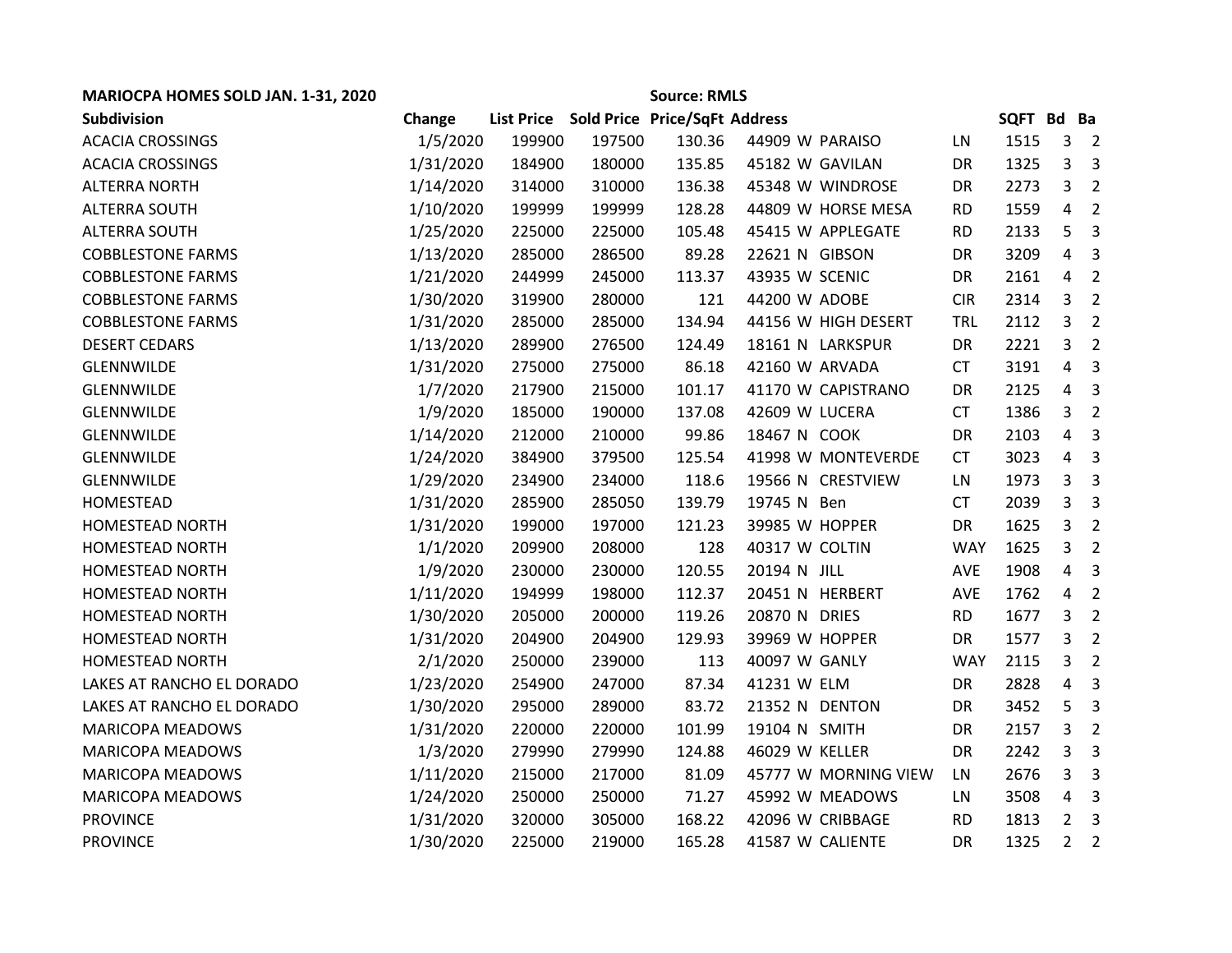**MARIOCPA HOMES SOLD JAN. 1-31, 2020** **Source: RMLS**

| Subdivision | Change | List Price | Sold Price | Price/SqFt | Address | | | | SQFT | Bd | Ba |
|---|---|---|---|---|---|---|---|---|---|---|---|
| ACACIA CROSSINGS | 1/5/2020 | 199900 | 197500 | 130.36 | 44909 | W | PARAISO | LN | 1515 | 3 | 2 |
| ACACIA CROSSINGS | 1/31/2020 | 184900 | 180000 | 135.85 | 45182 | W | GAVILAN | DR | 1325 | 3 | 3 |
| ALTERRA NORTH | 1/14/2020 | 314000 | 310000 | 136.38 | 45348 | W | WINDROSE | DR | 2273 | 3 | 2 |
| ALTERRA SOUTH | 1/10/2020 | 199999 | 199999 | 128.28 | 44809 | W | HORSE MESA | RD | 1559 | 4 | 2 |
| ALTERRA SOUTH | 1/25/2020 | 225000 | 225000 | 105.48 | 45415 | W | APPLEGATE | RD | 2133 | 5 | 3 |
| COBBLESTONE FARMS | 1/13/2020 | 285000 | 286500 | 89.28 | 22621 | N | GIBSON | DR | 3209 | 4 | 3 |
| COBBLESTONE FARMS | 1/21/2020 | 244999 | 245000 | 113.37 | 43935 | W | SCENIC | DR | 2161 | 4 | 2 |
| COBBLESTONE FARMS | 1/30/2020 | 319900 | 280000 | 121 | 44200 | W | ADOBE | CIR | 2314 | 3 | 2 |
| COBBLESTONE FARMS | 1/31/2020 | 285000 | 285000 | 134.94 | 44156 | W | HIGH DESERT | TRL | 2112 | 3 | 2 |
| DESERT CEDARS | 1/13/2020 | 289900 | 276500 | 124.49 | 18161 | N | LARKSPUR | DR | 2221 | 3 | 2 |
| GLENNWILDE | 1/31/2020 | 275000 | 275000 | 86.18 | 42160 | W | ARVADA | CT | 3191 | 4 | 3 |
| GLENNWILDE | 1/7/2020 | 217900 | 215000 | 101.17 | 41170 | W | CAPISTRANO | DR | 2125 | 4 | 3 |
| GLENNWILDE | 1/9/2020 | 185000 | 190000 | 137.08 | 42609 | W | LUCERA | CT | 1386 | 3 | 2 |
| GLENNWILDE | 1/14/2020 | 212000 | 210000 | 99.86 | 18467 | N | COOK | DR | 2103 | 4 | 3 |
| GLENNWILDE | 1/24/2020 | 384900 | 379500 | 125.54 | 41998 | W | MONTEVERDE | CT | 3023 | 4 | 3 |
| GLENNWILDE | 1/29/2020 | 234900 | 234000 | 118.6 | 19566 | N | CRESTVIEW | LN | 1973 | 3 | 3 |
| HOMESTEAD | 1/31/2020 | 285900 | 285050 | 139.79 | 19745 | N | Ben | CT | 2039 | 3 | 3 |
| HOMESTEAD NORTH | 1/31/2020 | 199000 | 197000 | 121.23 | 39985 | W | HOPPER | DR | 1625 | 3 | 2 |
| HOMESTEAD NORTH | 1/1/2020 | 209900 | 208000 | 128 | 40317 | W | COLTIN | WAY | 1625 | 3 | 2 |
| HOMESTEAD NORTH | 1/9/2020 | 230000 | 230000 | 120.55 | 20194 | N | JILL | AVE | 1908 | 4 | 3 |
| HOMESTEAD NORTH | 1/11/2020 | 194999 | 198000 | 112.37 | 20451 | N | HERBERT | AVE | 1762 | 4 | 2 |
| HOMESTEAD NORTH | 1/30/2020 | 205000 | 200000 | 119.26 | 20870 | N | DRIES | RD | 1677 | 3 | 2 |
| HOMESTEAD NORTH | 1/31/2020 | 204900 | 204900 | 129.93 | 39969 | W | HOPPER | DR | 1577 | 3 | 2 |
| HOMESTEAD NORTH | 2/1/2020 | 250000 | 239000 | 113 | 40097 | W | GANLY | WAY | 2115 | 3 | 2 |
| LAKES AT RANCHO EL DORADO | 1/23/2020 | 254900 | 247000 | 87.34 | 41231 | W | ELM | DR | 2828 | 4 | 3 |
| LAKES AT RANCHO EL DORADO | 1/30/2020 | 295000 | 289000 | 83.72 | 21352 | N | DENTON | DR | 3452 | 5 | 3 |
| MARICOPA MEADOWS | 1/31/2020 | 220000 | 220000 | 101.99 | 19104 | N | SMITH | DR | 2157 | 3 | 2 |
| MARICOPA MEADOWS | 1/3/2020 | 279990 | 279990 | 124.88 | 46029 | W | KELLER | DR | 2242 | 3 | 3 |
| MARICOPA MEADOWS | 1/11/2020 | 215000 | 217000 | 81.09 | 45777 | W | MORNING VIEW | LN | 2676 | 3 | 3 |
| MARICOPA MEADOWS | 1/24/2020 | 250000 | 250000 | 71.27 | 45992 | W | MEADOWS | LN | 3508 | 4 | 3 |
| PROVINCE | 1/31/2020 | 320000 | 305000 | 168.22 | 42096 | W | CRIBBAGE | RD | 1813 | 2 | 3 |
| PROVINCE | 1/30/2020 | 225000 | 219000 | 165.28 | 41587 | W | CALIENTE | DR | 1325 | 2 | 2 |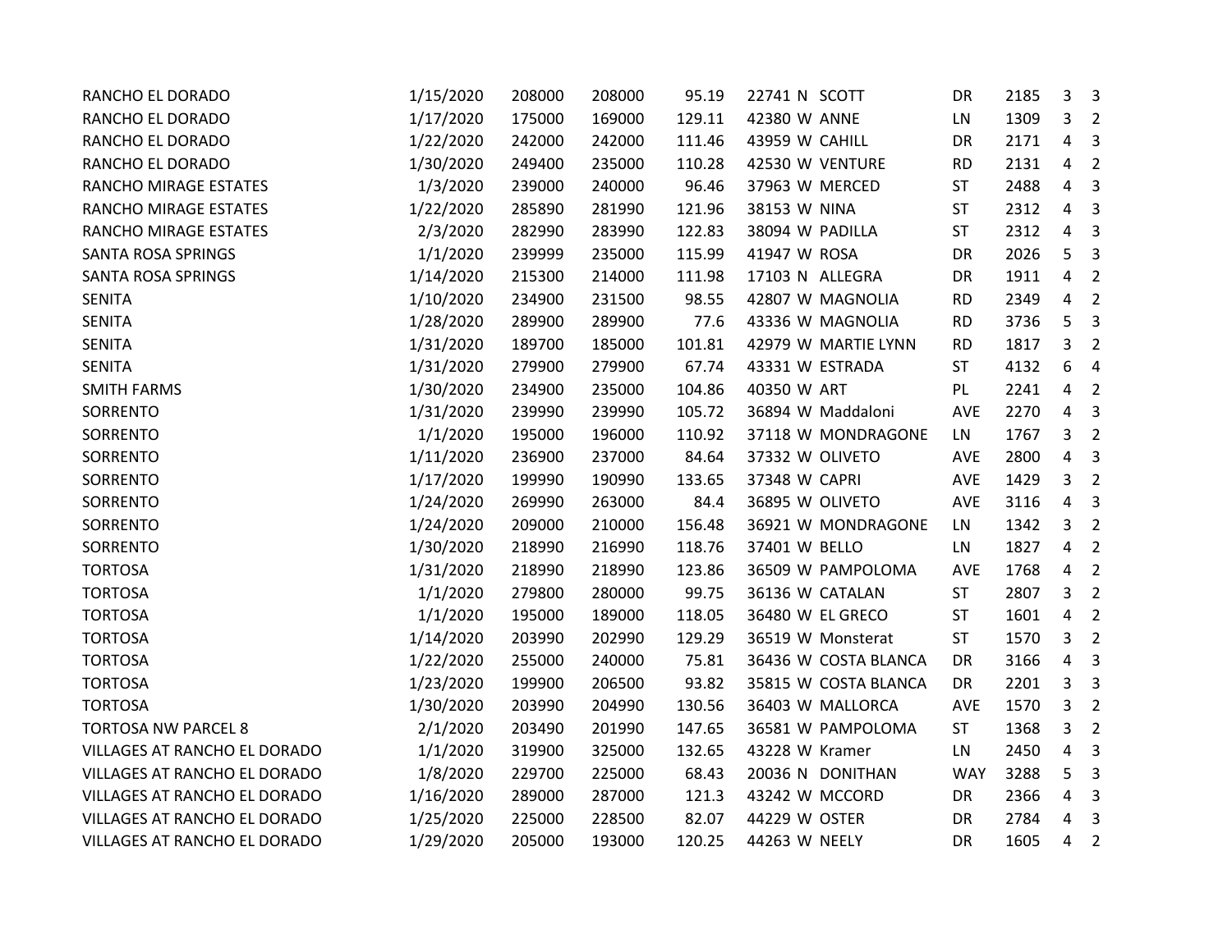| | | | | | | | | | | | |
|---|---|---|---|---|---|---|---|---|---|---|---|
| RANCHO EL DORADO | 1/15/2020 | 208000 | 208000 | 95.19 | 22741 | N | SCOTT | DR | 2185 | 3 | 3 |
| RANCHO EL DORADO | 1/17/2020 | 175000 | 169000 | 129.11 | 42380 | W | ANNE | LN | 1309 | 3 | 2 |
| RANCHO EL DORADO | 1/22/2020 | 242000 | 242000 | 111.46 | 43959 | W | CAHILL | DR | 2171 | 4 | 3 |
| RANCHO EL DORADO | 1/30/2020 | 249400 | 235000 | 110.28 | 42530 | W | VENTURE | RD | 2131 | 4 | 2 |
| RANCHO MIRAGE ESTATES | 1/3/2020 | 239000 | 240000 | 96.46 | 37963 | W | MERCED | ST | 2488 | 4 | 3 |
| RANCHO MIRAGE ESTATES | 1/22/2020 | 285890 | 281990 | 121.96 | 38153 | W | NINA | ST | 2312 | 4 | 3 |
| RANCHO MIRAGE ESTATES | 2/3/2020 | 282990 | 283990 | 122.83 | 38094 | W | PADILLA | ST | 2312 | 4 | 3 |
| SANTA ROSA SPRINGS | 1/1/2020 | 239999 | 235000 | 115.99 | 41947 | W | ROSA | DR | 2026 | 5 | 3 |
| SANTA ROSA SPRINGS | 1/14/2020 | 215300 | 214000 | 111.98 | 17103 | N | ALLEGRA | DR | 1911 | 4 | 2 |
| SENITA | 1/10/2020 | 234900 | 231500 | 98.55 | 42807 | W | MAGNOLIA | RD | 2349 | 4 | 2 |
| SENITA | 1/28/2020 | 289900 | 289900 | 77.6 | 43336 | W | MAGNOLIA | RD | 3736 | 5 | 3 |
| SENITA | 1/31/2020 | 189700 | 185000 | 101.81 | 42979 | W | MARTIE LYNN | RD | 1817 | 3 | 2 |
| SENITA | 1/31/2020 | 279900 | 279900 | 67.74 | 43331 | W | ESTRADA | ST | 4132 | 6 | 4 |
| SMITH FARMS | 1/30/2020 | 234900 | 235000 | 104.86 | 40350 | W | ART | PL | 2241 | 4 | 2 |
| SORRENTO | 1/31/2020 | 239990 | 239990 | 105.72 | 36894 | W | Maddaloni | AVE | 2270 | 4 | 3 |
| SORRENTO | 1/1/2020 | 195000 | 196000 | 110.92 | 37118 | W | MONDRAGONE | LN | 1767 | 3 | 2 |
| SORRENTO | 1/11/2020 | 236900 | 237000 | 84.64 | 37332 | W | OLIVETO | AVE | 2800 | 4 | 3 |
| SORRENTO | 1/17/2020 | 199990 | 190990 | 133.65 | 37348 | W | CAPRI | AVE | 1429 | 3 | 2 |
| SORRENTO | 1/24/2020 | 269990 | 263000 | 84.4 | 36895 | W | OLIVETO | AVE | 3116 | 4 | 3 |
| SORRENTO | 1/24/2020 | 209000 | 210000 | 156.48 | 36921 | W | MONDRAGONE | LN | 1342 | 3 | 2 |
| SORRENTO | 1/30/2020 | 218990 | 216990 | 118.76 | 37401 | W | BELLO | LN | 1827 | 4 | 2 |
| TORTOSA | 1/31/2020 | 218990 | 218990 | 123.86 | 36509 | W | PAMPOLOMA | AVE | 1768 | 4 | 2 |
| TORTOSA | 1/1/2020 | 279800 | 280000 | 99.75 | 36136 | W | CATALAN | ST | 2807 | 3 | 2 |
| TORTOSA | 1/1/2020 | 195000 | 189000 | 118.05 | 36480 | W | EL GRECO | ST | 1601 | 4 | 2 |
| TORTOSA | 1/14/2020 | 203990 | 202990 | 129.29 | 36519 | W | Monsterat | ST | 1570 | 3 | 2 |
| TORTOSA | 1/22/2020 | 255000 | 240000 | 75.81 | 36436 | W | COSTA BLANCA | DR | 3166 | 4 | 3 |
| TORTOSA | 1/23/2020 | 199900 | 206500 | 93.82 | 35815 | W | COSTA BLANCA | DR | 2201 | 3 | 3 |
| TORTOSA | 1/30/2020 | 203990 | 204990 | 130.56 | 36403 | W | MALLORCA | AVE | 1570 | 3 | 2 |
| TORTOSA NW PARCEL 8 | 2/1/2020 | 203490 | 201990 | 147.65 | 36581 | W | PAMPOLOMA | ST | 1368 | 3 | 2 |
| VILLAGES AT RANCHO EL DORADO | 1/1/2020 | 319900 | 325000 | 132.65 | 43228 | W | Kramer | LN | 2450 | 4 | 3 |
| VILLAGES AT RANCHO EL DORADO | 1/8/2020 | 229700 | 225000 | 68.43 | 20036 | N | DONITHAN | WAY | 3288 | 5 | 3 |
| VILLAGES AT RANCHO EL DORADO | 1/16/2020 | 289000 | 287000 | 121.3 | 43242 | W | MCCORD | DR | 2366 | 4 | 3 |
| VILLAGES AT RANCHO EL DORADO | 1/25/2020 | 225000 | 228500 | 82.07 | 44229 | W | OSTER | DR | 2784 | 4 | 3 |
| VILLAGES AT RANCHO EL DORADO | 1/29/2020 | 205000 | 193000 | 120.25 | 44263 | W | NEELY | DR | 1605 | 4 | 2 |